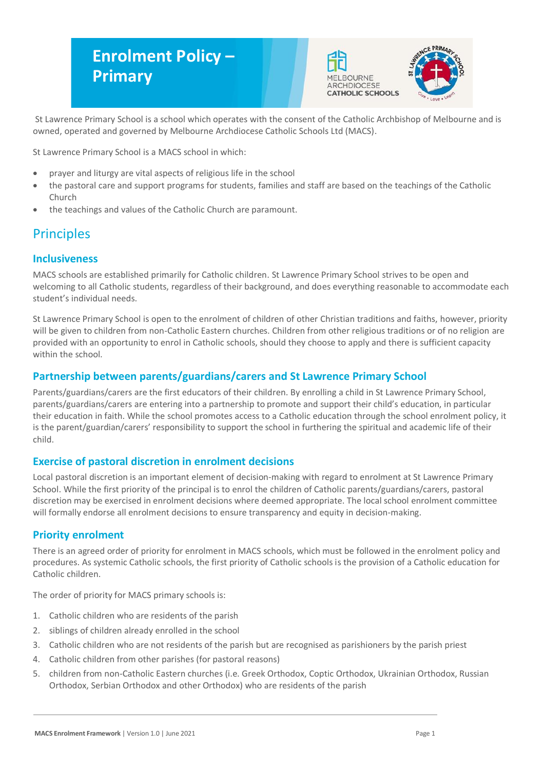# Enrolment Policy – Primary

St Lawrence Primary School is a school which operates with the consent of the Catholic Archbishop of Melbourne and is owned, operated and governed by Melbourne Archdiocese Catholic Schools Ltd (MACS).

St Lawrence Primary School is a MACS school in which:

- prayer and liturgy are vital aspects of religious life in the school
- the pastoral care and support programs for students, families and staff are based on the teachings of the Catholic Church
- the teachings and values of the Catholic Church are paramount.

## Principles

### Inclusiveness

MACS schools are established primarily for Catholic children. St Lawrence Primary School strives to be open and welcoming to all Catholic students, regardless of their background, and does everything reasonable to accommodate each student's individual needs.

St Lawrence Primary School is open to the enrolment of children of other Christian traditions and faiths, however, priority will be given to children from non-Catholic Eastern churches. Children from other religious traditions or of no religion are provided with an opportunity to enrol in Catholic schools, should they choose to apply and there is sufficient capacity within the school.

### Partnership between parents/guardians/carers and St Lawrence Primary School

Parents/guardians/carers are the first educators of their children. By enrolling a child in St Lawrence Primary School, parents/guardians/carers are entering into a partnership to promote and support their child's education, in particular their education in faith. While the school promotes access to a Catholic education through the school enrolment policy, it is the parent/guardian/carers' responsibility to support the school in furthering the spiritual and academic life of their child.

### Exercise of pastoral discretion in enrolment decisions

Local pastoral discretion is an important element of decision-making with regard to enrolment at St Lawrence Primary School. While the first priority of the principal is to enrol the children of Catholic parents/guardians/carers, pastoral discretion may be exercised in enrolment decisions where deemed appropriate. The local school enrolment committee will formally endorse all enrolment decisions to ensure transparency and equity in decision-making.

### Priority enrolment

There is an agreed order of priority for enrolment in MACS schools, which must be followed in the enrolment policy and procedures. As systemic Catholic schools, the first priority of Catholic schools is the provision of a Catholic education for Catholic children.

The order of priority for MACS primary schools is:

1. Catholic children who are residents of the parish
2. siblings of children already enrolled in the school
3. Catholic children who are not residents of the parish but are recognised as parishioners by the parish priest
4. Catholic children from other parishes (for pastoral reasons)
5. children from non-Catholic Eastern churches (i.e. Greek Orthodox, Coptic Orthodox, Ukrainian Orthodox, Russian Orthodox, Serbian Orthodox and other Orthodox) who are residents of the parish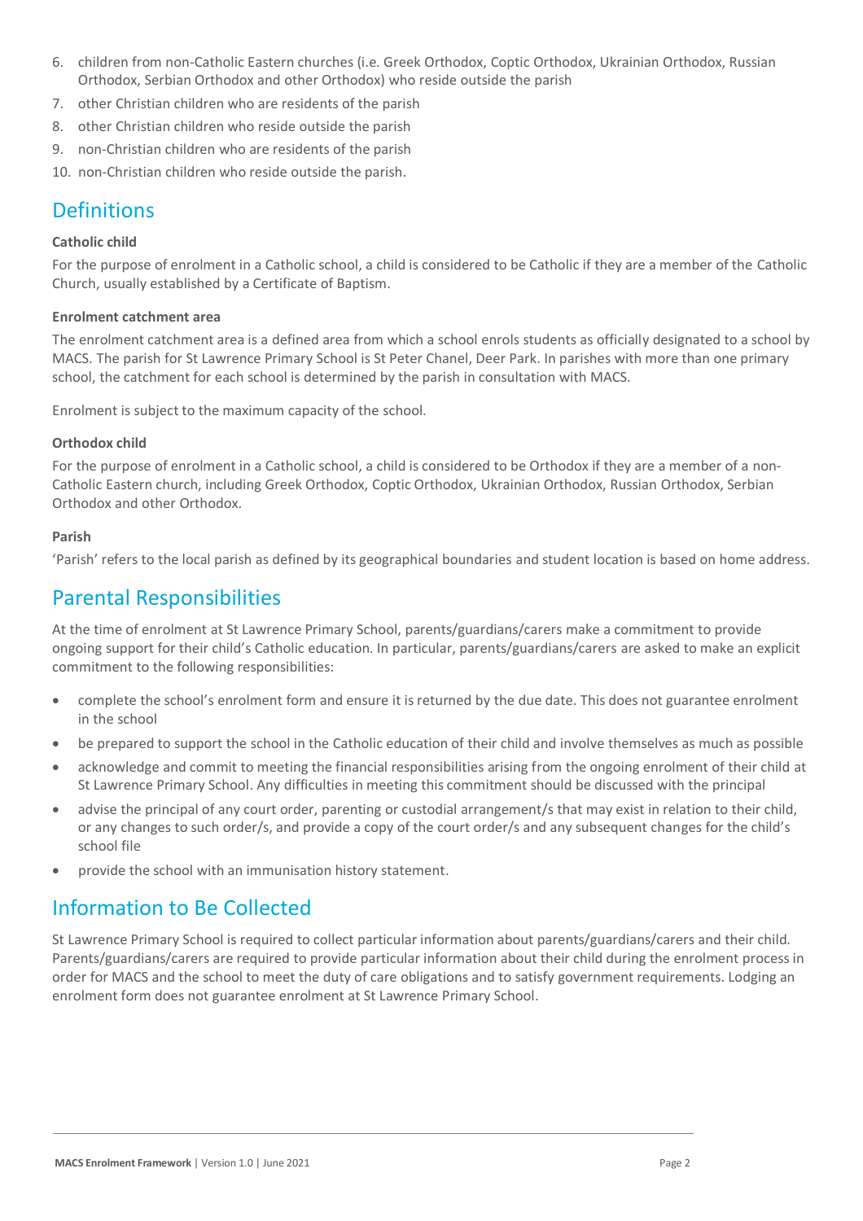6. children from non-Catholic Eastern churches (i.e. Greek Orthodox, Coptic Orthodox, Ukrainian Orthodox, Russian Orthodox, Serbian Orthodox and other Orthodox) who reside outside the parish
7. other Christian children who are residents of the parish
8. other Christian children who reside outside the parish
9. non-Christian children who are residents of the parish
10. non-Christian children who reside outside the parish.

## Definitions

**Catholic child**

For the purpose of enrolment in a Catholic school, a child is considered to be Catholic if they are a member of the Catholic Church, usually established by a Certificate of Baptism.

**Enrolment catchment area**

The enrolment catchment area is a defined area from which a school enrols students as officially designated to a school by MACS. The parish for St Lawrence Primary School is St Peter Chanel, Deer Park. In parishes with more than one primary school, the catchment for each school is determined by the parish in consultation with MACS.

Enrolment is subject to the maximum capacity of the school.

**Orthodox child**

For the purpose of enrolment in a Catholic school, a child is considered to be Orthodox if they are a member of a non-Catholic Eastern church, including Greek Orthodox, Coptic Orthodox, Ukrainian Orthodox, Russian Orthodox, Serbian Orthodox and other Orthodox.

**Parish**

'Parish' refers to the local parish as defined by its geographical boundaries and student location is based on home address.

## Parental Responsibilities

At the time of enrolment at St Lawrence Primary School, parents/guardians/carers make a commitment to provide ongoing support for their child's Catholic education. In particular, parents/guardians/carers are asked to make an explicit commitment to the following responsibilities:

- complete the school's enrolment form and ensure it is returned by the due date. This does not guarantee enrolment in the school
- be prepared to support the school in the Catholic education of their child and involve themselves as much as possible
- acknowledge and commit to meeting the financial responsibilities arising from the ongoing enrolment of their child at St Lawrence Primary School. Any difficulties in meeting this commitment should be discussed with the principal
- advise the principal of any court order, parenting or custodial arrangement/s that may exist in relation to their child, or any changes to such order/s, and provide a copy of the court order/s and any subsequent changes for the child's school file
- provide the school with an immunisation history statement.

## Information to Be Collected

St Lawrence Primary School is required to collect particular information about parents/guardians/carers and their child. Parents/guardians/carers are required to provide particular information about their child during the enrolment process in order for MACS and the school to meet the duty of care obligations and to satisfy government requirements. Lodging an enrolment form does not guarantee enrolment at St Lawrence Primary School.